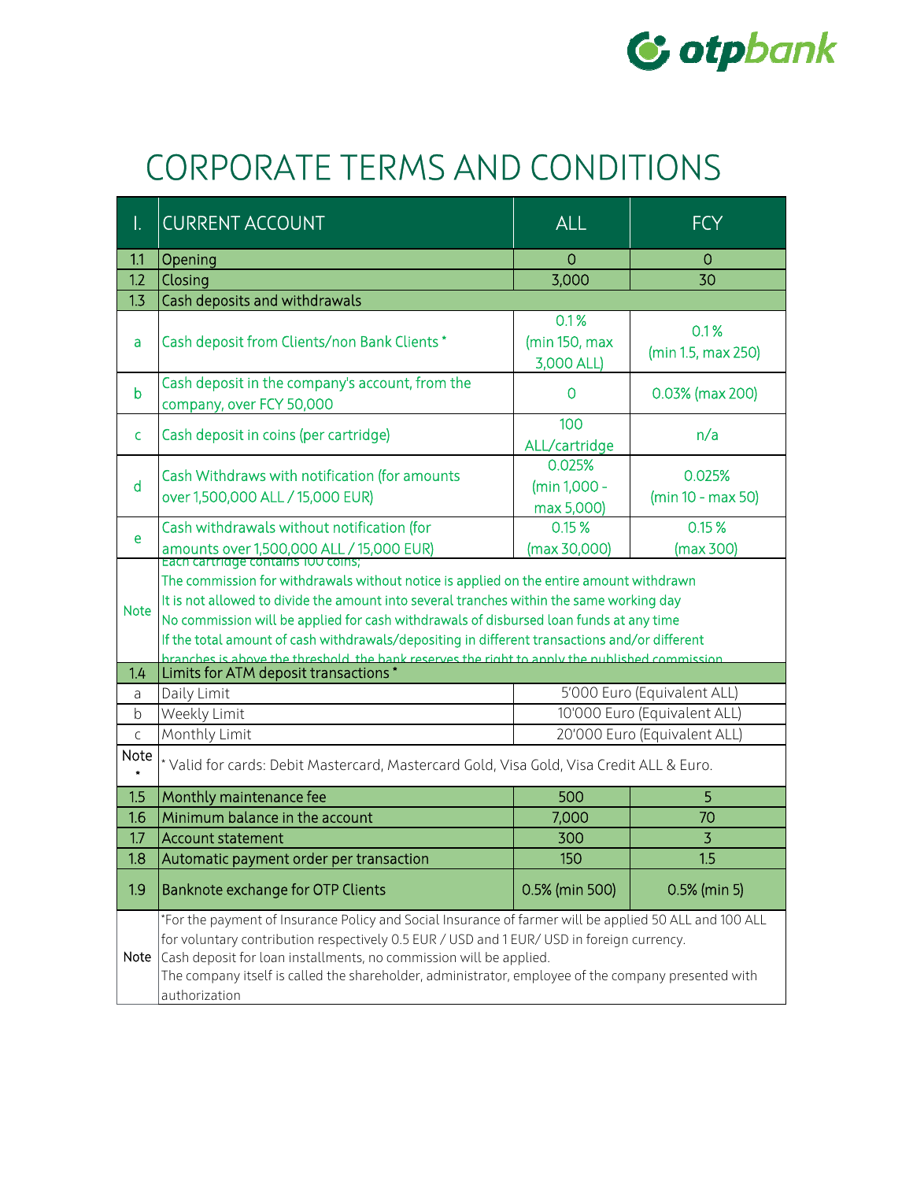# CORPORATE TERMS AND CONDITIONS

| I. | CURRENT ACCOUNT | ALL | FCY |
|---|---|---|---|
| 1.1 | Opening | 0 | 0 |
| 1.2 | Closing | 3,000 | 30 |
| 1.3 | Cash deposits and withdrawals | | |
| a | Cash deposit from Clients/non Bank Clients * | 0.1 % (min 150, max 3,000 ALL) | 0.1 % (min 1.5, max 250) |
| b | Cash deposit in the company's account, from the company, over FCY 50,000 | 0 | 0.03% (max 200) |
| c | Cash deposit in coins (per cartridge) | 100 ALL/cartridge | n/a |
| d | Cash Withdraws with notification (for amounts over 1,500,000 ALL / 15,000 EUR) | 0.025% (min 1,000 - max 5,000) | 0.025% (min 10 - max 50) |
| e | Cash withdrawals without notification (for amounts over 1,500,000 ALL / 15,000 EUR) | 0.15 % (max 30,000) | 0.15 % (max 300) |
| Note | Each cartridge contains 100 coins;<br>The commission for withdrawals without notice is applied on the entire amount withdrawn<br>It is not allowed to divide the amount into several tranches within the same working day<br>No commission will be applied for cash withdrawals of disbursed loan funds at any time<br>If the total amount of cash withdrawals/depositing in different transactions and/or different branches is above the threshold, the bank reserves the right to apply the published commission | | |
| 1.4 | Limits for ATM deposit transactions * | | |
| a | Daily Limit | 5'000 Euro (Equivalent ALL) | |
| b | Weekly Limit | 10'000 Euro (Equivalent ALL) | |
| c | Monthly Limit | 20'000 Euro (Equivalent ALL) | |
| Note * | * Valid for cards: Debit Mastercard, Mastercard Gold, Visa Gold, Visa Credit ALL & Euro. | | |
| 1.5 | Monthly maintenance fee | 500 | 5 |
| 1.6 | Minimum balance in the account | 7,000 | 70 |
| 1.7 | Account statement | 300 | 3 |
| 1.8 | Automatic payment order per transaction | 150 | 1.5 |
| 1.9 | Banknote exchange for OTP Clients | 0.5% (min 500) | 0.5% (min 5) |
| Note | *For the payment of Insurance Policy and Social Insurance of farmer will be applied 50 ALL and 100 ALL for voluntary contribution respectively 0.5 EUR / USD and 1 EUR/ USD in foreign currency.<br>Cash deposit for loan installments, no commission will be applied.<br>The company itself is called the shareholder, administrator, employee of the company presented with authorization | | |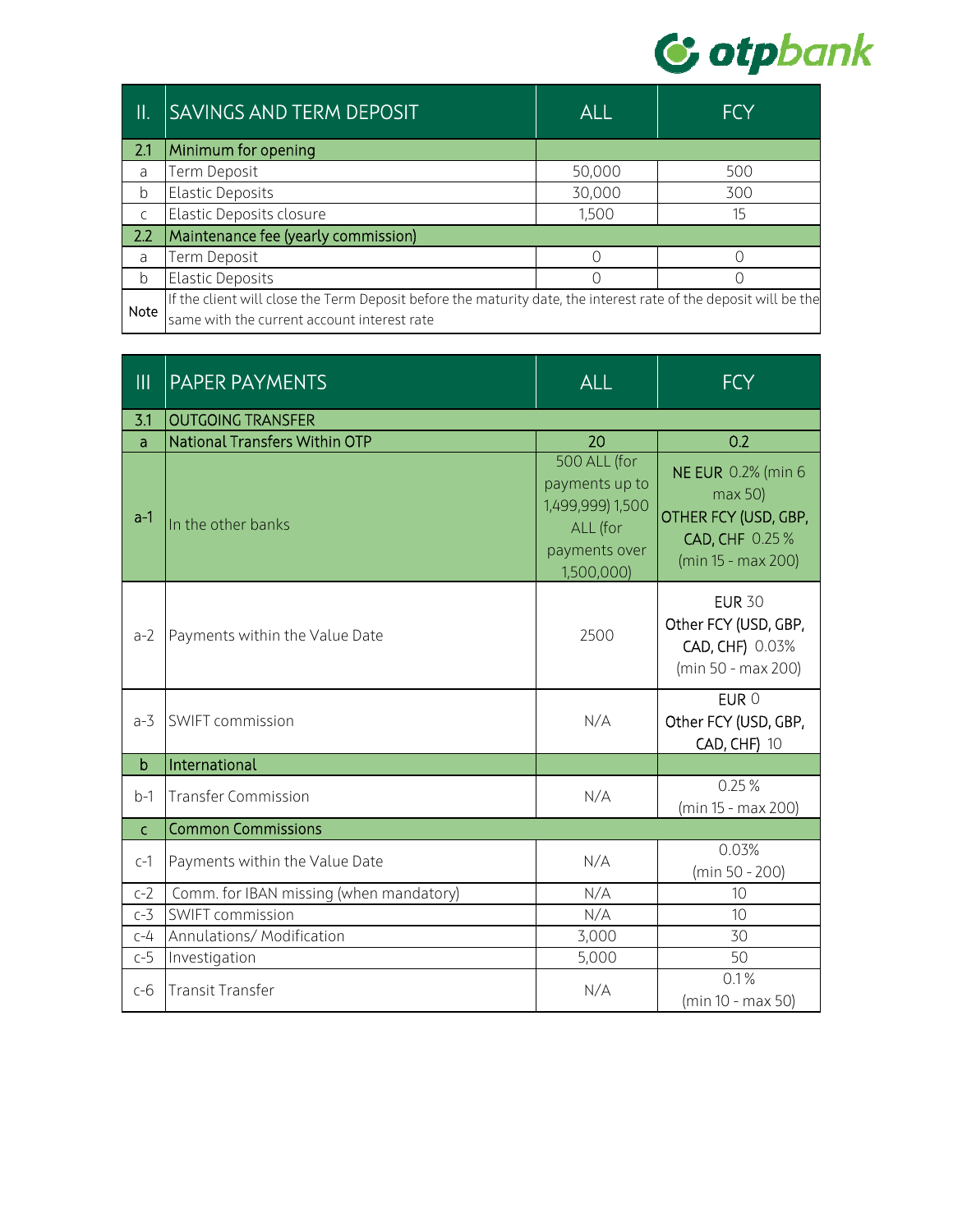| II. | SAVINGS AND TERM DEPOSIT | ALL | FCY |
|---|---|---|---|
| 2.1 | Minimum for opening | | |
| a | Term Deposit | 50,000 | 500 |
| b | Elastic Deposits | 30,000 | 300 |
| c | Elastic Deposits closure | 1,500 | 15 |
| 2.2 | Maintenance fee (yearly commission) | | |
| a | Term Deposit | 0 | 0 |
| b | Elastic Deposits | 0 | 0 |
| Note | If the client will close the Term Deposit before the maturity date, the interest rate of the deposit will be the same with the current account interest rate | | |

| III | PAPER PAYMENTS | ALL | FCY |
|---|---|---|---|
| 3.1 | OUTGOING TRANSFER | | |
| a | National Transfers Within OTP | 20 | 0.2 |
| a-1 | In the other banks | 500 ALL (for payments up to 1,499,999) 1,500 ALL (for payments over 1,500,000) | NE EUR 0.2% (min 6 max 50) OTHER FCY (USD, GBP, CAD, CHF 0.25 % (min 15 - max 200) |
| a-2 | Payments within the Value Date | 2500 | EUR 30 Other FCY (USD, GBP, CAD, CHF) 0.03% (min 50 - max 200) |
| a-3 | SWIFT commission | N/A | EUR 0 Other FCY (USD, GBP, CAD, CHF) 10 |
| b | International | | |
| b-1 | Transfer Commission | N/A | 0.25 % (min 15 - max 200) |
| c | Common Commissions | | |
| c-1 | Payments within the Value Date | N/A | 0.03% (min 50 - 200) |
| c-2 | Comm. for IBAN missing (when mandatory) | N/A | 10 |
| c-3 | SWIFT commission | N/A | 10 |
| c-4 | Annulations/ Modification | 3,000 | 30 |
| c-5 | Investigation | 5,000 | 50 |
| c-6 | Transit Transfer | N/A | 0.1 % (min 10 - max 50) |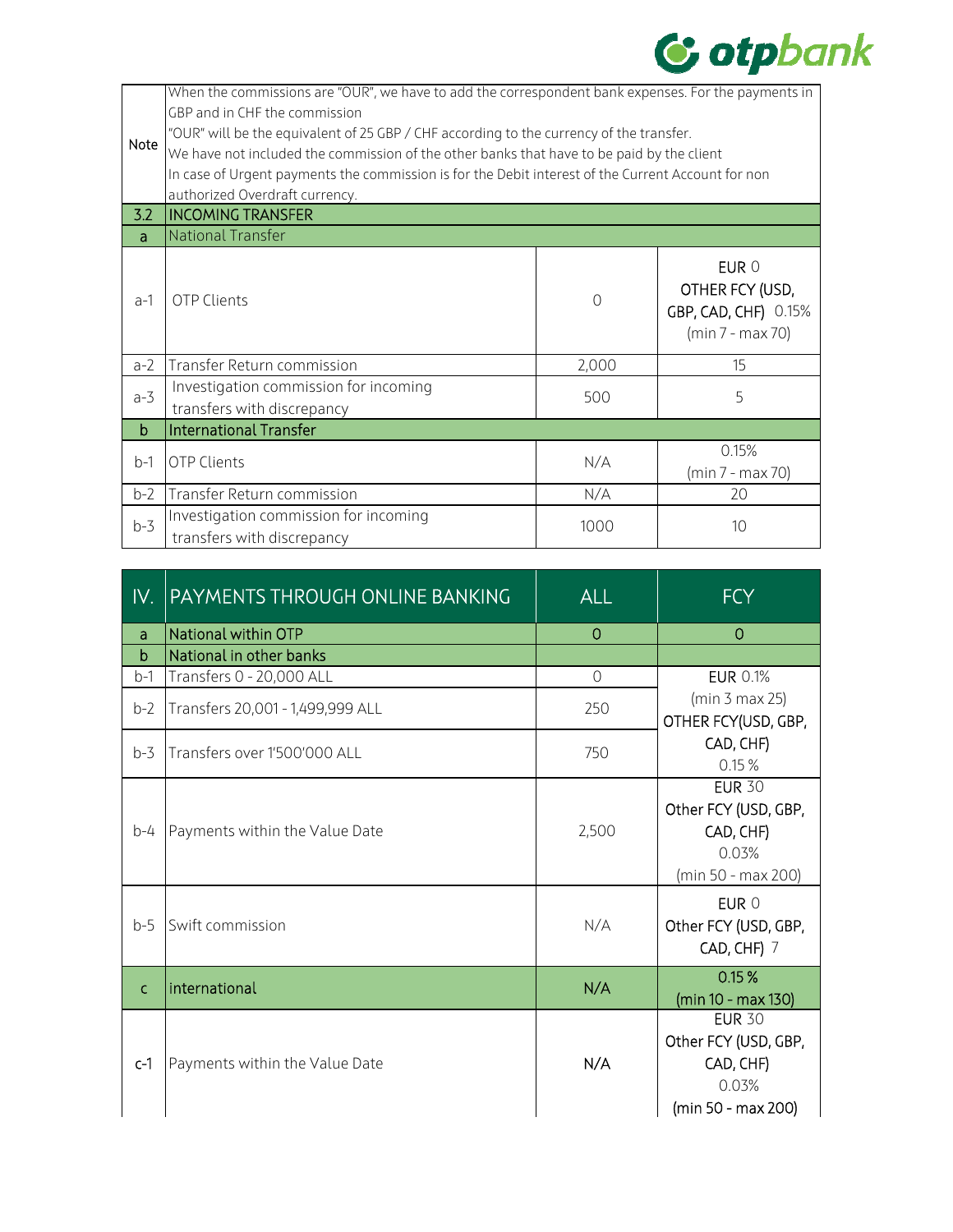| | | | |
|---|---|---|---|
| Note | When the commissions are "OUR", we have to add the correspondent bank expenses. For the payments in GBP and in CHF the commission "OUR" will be the equivalent of 25 GBP / CHF according to the currency of the transfer. We have not included the commission of the other banks that have to be paid by the client In case of Urgent payments the commission is for the Debit interest of the Current Account for non authorized Overdraft currency. | | |
| 3.2 | INCOMING TRANSFER | | |
| a | National Transfer | | |
| a-1 | OTP Clients | 0 | EUR 0 OTHER FCY (USD, GBP, CAD, CHF) 0.15% (min 7 - max 70) |
| a-2 | Transfer Return commission | 2,000 | 15 |
| a-3 | Investigation commission for incoming transfers with discrepancy | 500 | 5 |
| b | International Transfer | | |
| b-1 | OTP Clients | N/A | 0.15% (min 7 - max 70) |
| b-2 | Transfer Return commission | N/A | 20 |
| b-3 | Investigation commission for incoming transfers with discrepancy | 1000 | 10 |

| IV. | PAYMENTS THROUGH ONLINE BANKING | ALL | FCY |
|---|---|---|---|
| a | National within OTP | 0 | 0 |
| b | National in other banks | | |
| b-1 | Transfers 0 - 20,000 ALL | 0 | EUR 0.1% (min 3 max 25) OTHER FCY(USD, GBP, CAD, CHF) 0.15 % |
| b-2 | Transfers 20,001 - 1,499,999 ALL | 250 | |
| b-3 | Transfers over 1'500'000 ALL | 750 | |
| b-4 | Payments within the Value Date | 2,500 | EUR 30 Other FCY (USD, GBP, CAD, CHF) 0.03% (min 50 - max 200) |
| b-5 | Swift commission | N/A | EUR 0 Other FCY (USD, GBP, CAD, CHF) 7 |
| c | international | N/A | 0.15 % (min 10 - max 130) |
| c-1 | Payments within the Value Date | N/A | EUR 30 Other FCY (USD, GBP, CAD, CHF) 0.03% (min 50 - max 200) |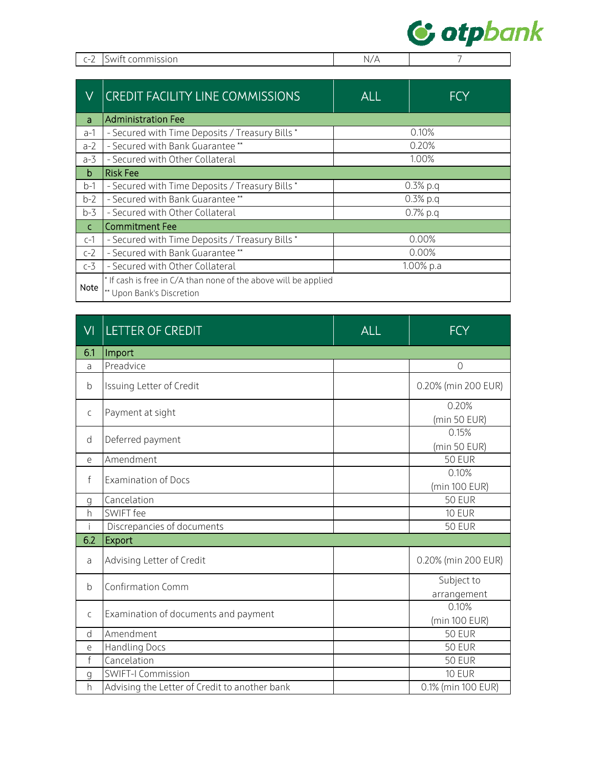| c-2 | Swift commission | N/A | 7 |
|---|---|---|---|

| V | CREDIT FACILITY LINE COMMISSIONS | ALL | FCY |
|---|---|---|---|
| a | Administration Fee | | |
| a-1 | - Secured with Time Deposits / Treasury Bills * | 0.10% | |
| a-2 | - Secured with Bank Guarantee ** | 0.20% | |
| a-3 | - Secured with Other Collateral | 1.00% | |
| b | Risk Fee | | |
| b-1 | - Secured with Time Deposits / Treasury Bills * | 0.3% p.q | |
| b-2 | - Secured with Bank Guarantee ** | 0.3% p.q | |
| b-3 | - Secured with Other Collateral | 0.7% p.q | |
| c | Commitment Fee | | |
| c-1 | - Secured with Time Deposits / Treasury Bills * | 0.00% | |
| c-2 | - Secured with Bank Guarantee ** | 0.00% | |
| c-3 | - Secured with Other Collateral | 1.00% p.a | |
| Note | * If cash is free in C/A than none of the above will be applied<br>** Upon Bank's Discretion | | |

| VI | LETTER OF CREDIT | ALL | FCY |
|---|---|---|---|
| 6.1 | Import | | |
| a | Preadvice | | 0 |
| b | Issuing Letter of Credit | | 0.20% (min 200 EUR) |
| c | Payment at sight | | 0.20% (min 50 EUR) |
| d | Deferred payment | | 0.15% (min 50 EUR) |
| e | Amendment | | 50 EUR |
| f | Examination of Docs | | 0.10% (min 100 EUR) |
| g | Cancelation | | 50 EUR |
| h | SWIFT fee | | 10 EUR |
| i | Discrepancies of documents | | 50 EUR |
| 6.2 | Export | | |
| a | Advising Letter of Credit | | 0.20% (min 200 EUR) |
| b | Confirmation Comm | | Subject to arrangement |
| c | Examination of documents and payment | | 0.10% (min 100 EUR) |
| d | Amendment | | 50 EUR |
| e | Handling Docs | | 50 EUR |
| f | Cancelation | | 50 EUR |
| g | SWIFT-I Commission | | 10 EUR |
| h | Advising the Letter of Credit to another bank | | 0.1% (min 100 EUR) |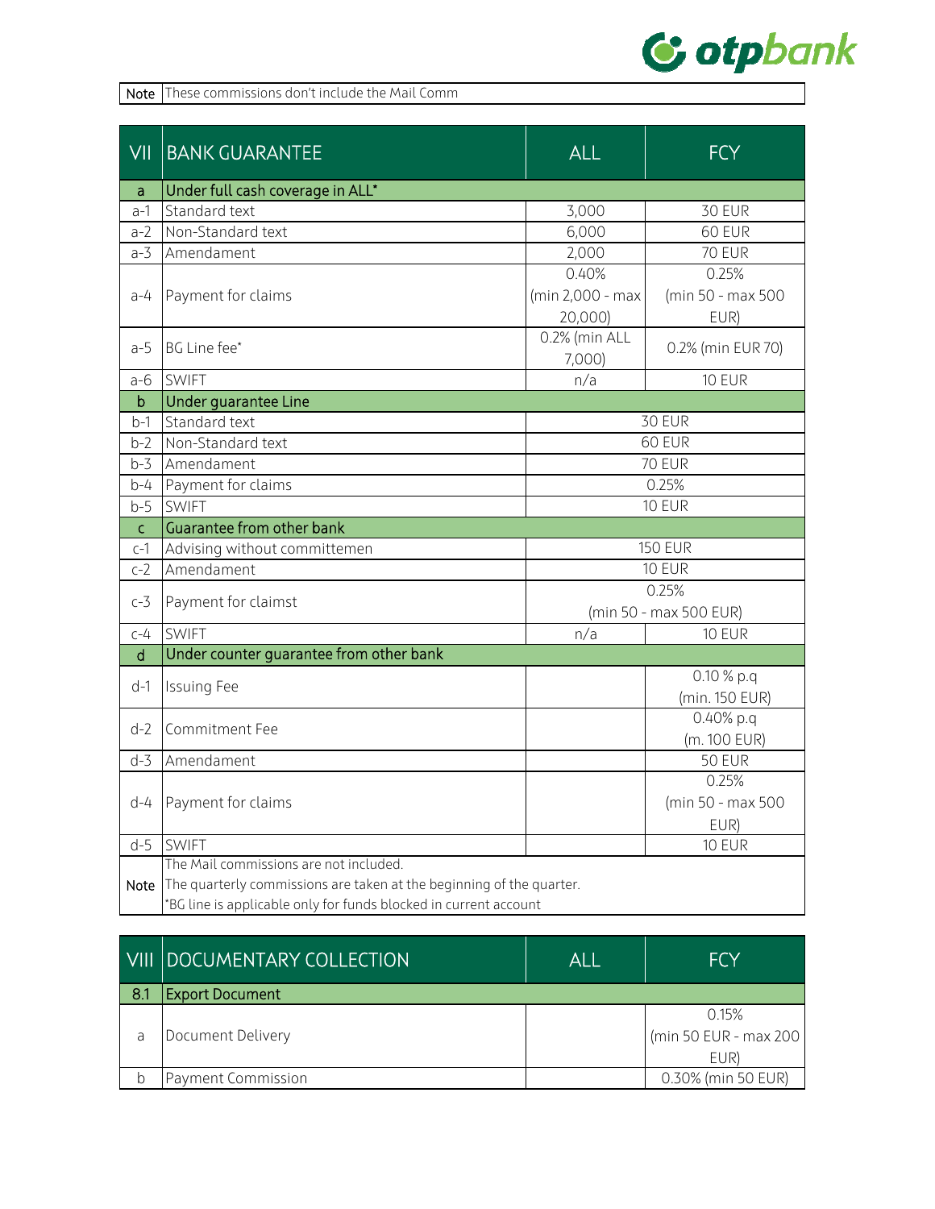| Note | These commissions don't include the Mail Comm |
|---|---|

| VII | BANK GUARANTEE | ALL | FCY |
|---|---|---|---|
| a | Under full cash coverage in ALL* | | |
| a-1 | Standard text | 3,000 | 30 EUR |
| a-2 | Non-Standard text | 6,000 | 60 EUR |
| a-3 | Amendament | 2,000 | 70 EUR |
| a-4 | Payment for claims | 0.40% (min 2,000 - max 20,000) | 0.25% (min 50 - max 500 EUR) |
| a-5 | BG Line fee* | 0.2% (min ALL 7,000) | 0.2% (min EUR 70) |
| a-6 | SWIFT | n/a | 10 EUR |
| b | Under guarantee Line | | |
| b-1 | Standard text | 30 EUR | |
| b-2 | Non-Standard text | 60 EUR | |
| b-3 | Amendament | 70 EUR | |
| b-4 | Payment for claims | 0.25% | |
| b-5 | SWIFT | 10 EUR | |
| c | Guarantee from other bank | | |
| c-1 | Advising without committemen | 150 EUR | |
| c-2 | Amendament | 10 EUR | |
| c-3 | Payment for claimst | 0.25% (min 50 - max 500 EUR) | |
| c-4 | SWIFT | n/a | 10 EUR |
| d | Under counter guarantee from other bank | | |
| d-1 | Issuing Fee | | 0.10 % p.q (min. 150 EUR) |
| d-2 | Commitment Fee | | 0.40% p.q (m. 100 EUR) |
| d-3 | Amendament | | 50 EUR |
| d-4 | Payment for claims | | 0.25% (min 50 - max 500 EUR) |
| d-5 | SWIFT | | 10 EUR |
| Note | The Mail commissions are not included.<br>The quarterly commissions are taken at the beginning of the quarter.<br>*BG line is applicable only for funds blocked in current account | | |

| VIII | DOCUMENTARY COLLECTION | ALL | FCY |
|---|---|---|---|
| 8.1 | Export Document | | |
| a | Document Delivery | | 0.15% (min 50 EUR - max 200 EUR) |
| b | Payment Commission | | 0.30% (min 50 EUR) |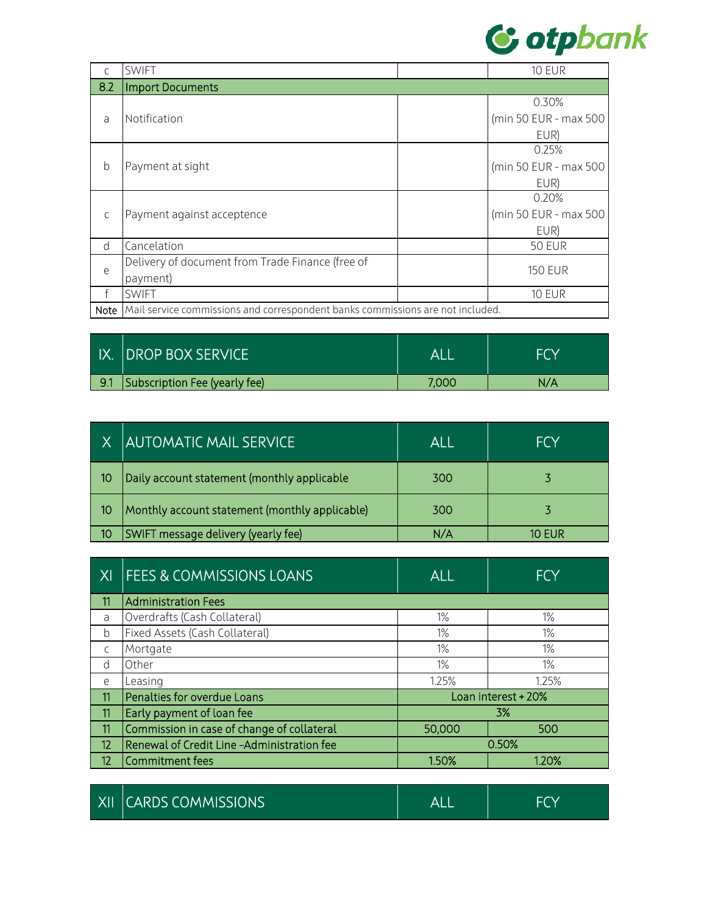| | | | |
|---|---|---|---|
| c | SWIFT | | 10 EUR |
| 8.2 | Import Documents | | |
| a | Notification | | 0.30% (min 50 EUR - max 500 EUR) |
| b | Payment at sight | | 0.25% (min 50 EUR - max 500 EUR) |
| c | Payment against acceptence | | 0.20% (min 50 EUR - max 500 EUR) |
| d | Cancelation | | 50 EUR |
| e | Delivery of document from Trade Finance (free of payment) | | 150 EUR |
| f | SWIFT | | 10 EUR |
| Note | Mail service commissions and correspondent banks commissions are not included. | | |

| IX. | DROP BOX SERVICE | ALL | FCY |
|---|---|---|---|
| 9.1 | Subscription Fee (yearly fee) | 7,000 | N/A |

| X | AUTOMATIC MAIL SERVICE | ALL | FCY |
|---|---|---|---|
| 10 | Daily account statement (monthly applicable | 300 | 3 |
| 10 | Monthly account statement (monthly applicable) | 300 | 3 |
| 10 | SWIFT message delivery (yearly fee) | N/A | 10 EUR |

| XI | FEES & COMMISSIONS LOANS | ALL | FCY |
|---|---|---|---|
| 11 | Administration Fees | | |
| a | Overdrafts (Cash Collateral) | 1% | 1% |
| b | Fixed Assets (Cash Collateral) | 1% | 1% |
| c | Mortgate | 1% | 1% |
| d | Other | 1% | 1% |
| e | Leasing | 1.25% | 1.25% |
| 11 | Penalties for overdue Loans | Loan interest + 20% | |
| 11 | Early payment of loan fee | 3% | |
| 11 | Commission in case of change of collateral | 50,000 | 500 |
| 12 | Renewal of Credit Line –Administration fee | 0.50% | |
| 12 | Commitment fees | 1.50% | 1.20% |

| XII | CARDS COMMISSIONS | ALL | FCY |
|---|---|---|---|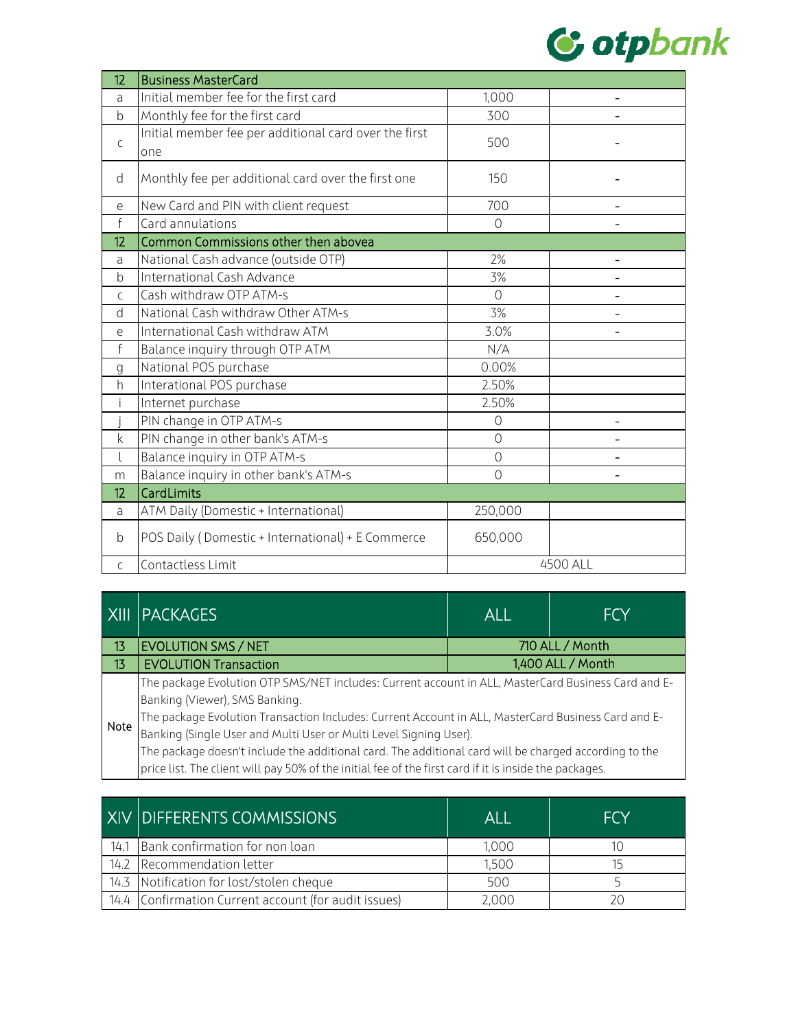| 12 | Business MasterCard | | |
|---|---|---|---|
| a | Initial member fee for the first card | 1,000 | - |
| b | Monthly fee for the first card | 300 | - |
| c | Initial member fee per additional card over the first one | 500 | - |
| d | Monthly fee per additional card over the first one | 150 | - |
| e | New Card and PIN with client request | 700 | - |
| f | Card annulations | 0 | - |
| 12 | Common Commissions other then abovea | | |
| a | National Cash advance (outside OTP) | 2% | - |
| b | International Cash Advance | 3% | - |
| c | Cash withdraw OTP ATM-s | 0 | - |
| d | National Cash withdraw Other ATM-s | 3% | - |
| e | International Cash withdraw ATM | 3.0% | - |
| f | Balance inquiry through OTP ATM | N/A | |
| g | National POS purchase | 0.00% | |
| h | Interational POS purchase | 2.50% | |
| i | Internet purchase | 2.50% | |
| j | PIN change in OTP ATM-s | 0 | - |
| k | PIN change in other bank's ATM-s | 0 | - |
| l | Balance inquiry in OTP ATM-s | 0 | - |
| m | Balance inquiry in other bank's ATM-s | 0 | - |
| 12 | CardLimits | | |
| a | ATM Daily (Domestic + International) | 250,000 | |
| b | POS Daily ( Domestic + International) + E Commerce | 650,000 | |
| c | Contactless Limit | 4500 ALL | |

| XIII | PACKAGES | ALL | FCY |
|---|---|---|---|
| 13 | EVOLUTION SMS / NET | 710 ALL / Month | |
| 13 | EVOLUTION Transaction | 1,400 ALL / Month | |
| Note | The package Evolution OTP SMS/NET includes: Current account in ALL, MasterCard Business Card and E-Banking (Viewer), SMS Banking.<br>The package Evolution Transaction Includes: Current Account in ALL, MasterCard Business Card and E-Banking (Single User and Multi User or Multi Level Signing User).<br>The package doesn't include the additional card. The additional card will be charged according to the price list. The client will pay 50% of the initial fee of the first card if it is inside the packages. | | |

| XIV | DIFFERENTS COMMISSIONS | ALL | FCY |
|---|---|---|---|
| 14.1 | Bank confirmation for non loan | 1,000 | 10 |
| 14.2 | Recommendation letter | 1,500 | 15 |
| 14.3 | Notification for lost/stolen cheque | 500 | 5 |
| 14.4 | Confirmation Current account (for audit issues) | 2,000 | 20 |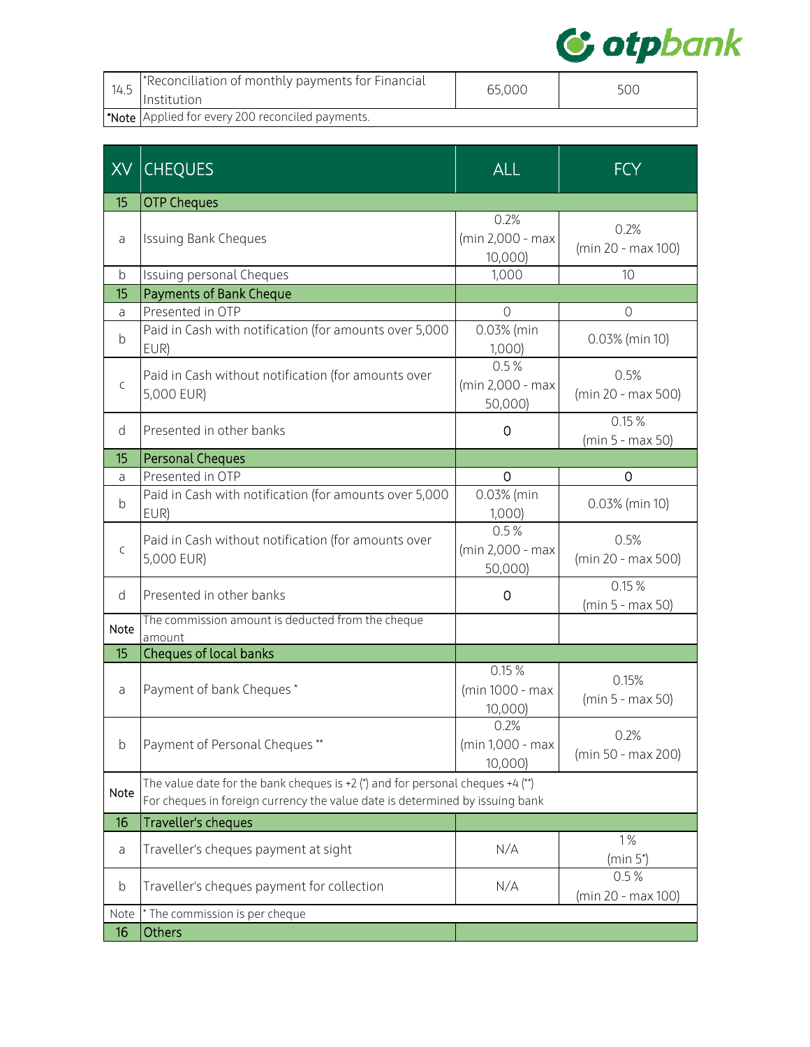| | | | |
|---|---|---|---|
| 14.5 | *Reconciliation of monthly payments for Financial Institution | 65,000 | 500 |
| *Note | Applied for every 200 reconciled payments. | | |

| XV | CHEQUES | ALL | FCY |
|---|---|---|---|
| 15 | OTP Cheques | | |
| a | Issuing Bank Cheques | 0.2% (min 2,000 - max 10,000) | 0.2% (min 20 - max 100) |
| b | Issuing personal Cheques | 1,000 | 10 |
| 15 | Payments of Bank Cheque | | |
| a | Presented in OTP | 0 | 0 |
| b | Paid in Cash with notification (for amounts over 5,000 EUR) | 0.03% (min 1,000) | 0.03% (min 10) |
| c | Paid in Cash without notification (for amounts over 5,000 EUR) | 0.5 % (min 2,000 - max 50,000) | 0.5% (min 20 - max 500) |
| d | Presented in other banks | 0 | 0.15 % (min 5 - max 50) |
| 15 | Personal Cheques | | |
| a | Presented in OTP | 0 | 0 |
| b | Paid in Cash with notification (for amounts over 5,000 EUR) | 0.03% (min 1,000) | 0.03% (min 10) |
| c | Paid in Cash without notification (for amounts over 5,000 EUR) | 0.5 % (min 2,000 - max 50,000) | 0.5% (min 20 - max 500) |
| d | Presented in other banks | 0 | 0.15 % (min 5 - max 50) |
| Note | The commission amount is deducted from the cheque amount | | |
| 15 | Cheques of local banks | | |
| a | Payment of bank Cheques * | 0.15 % (min 1000 - max 10,000) | 0.15% (min 5 - max 50) |
| b | Payment of Personal Cheques ** | 0.2% (min 1,000 - max 10,000) | 0.2% (min 50 - max 200) |
| Note | The value date for the bank cheques is +2 (*) and for personal cheques +4 (**)<br>For cheques in foreign currency the value date is determined by issuing bank | | |
| 16 | Traveller's cheques | | |
| a | Traveller's cheques payment at sight | N/A | 1% (min 5*) |
| b | Traveller's cheques payment for collection | N/A | 0.5 % (min 20 - max 100) |
| Note | * The commission is per cheque | | |
| 16 | Others | | |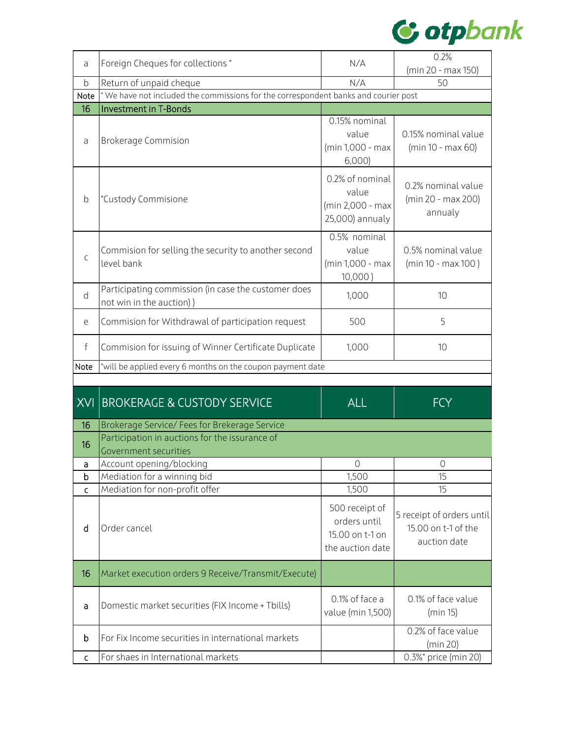| | | | |
|---|---|---|---|
| a | Foreign Cheques for collections * | N/A | 0.2% (min 20 - max 150) |
| b | Return of unpaid cheque | N/A | 50 |
| Note | * We have not included the commissions for the correspondent banks and courier post | | |
| 16 | Investment in T-Bonds | | |
| a | Brokerage Commision | 0.15% nominal value (min 1,000 - max 6,000) | 0.15% nominal value (min 10 - max 60) |
| b | *Custody Commisione | 0.2% of nominal value (min 2,000 - max 25,000) annualy | 0.2% nominal value (min 20 - max 200) annualy |
| c | Commision for selling the security to another second level bank | 0.5% nominal value (min 1,000 - max 10,000 ) | 0.5% nominal value (min 10 - max 100 ) |
| d | Participating commission (in case the customer does not win in the auction) ) | 1,000 | 10 |
| e | Commision for Withdrawal of participation request | 500 | 5 |
| f | Commision for issuing of Winner Certificate Duplicate | 1,000 | 10 |
| Note | *will be applied every 6 months on the coupon payment date | | |

| XVI | BROKERAGE & CUSTODY SERVICE | ALL | FCY |
|---|---|---|---|
| 16 | Brokerage Service/ Fees for Brekerage Service | | |
| 16 | Participation in auctions for the issurance of Government securities | | |
| a | Account opening/blocking | 0 | 0 |
| b | Mediation for a winning bid | 1,500 | 15 |
| c | Mediation for non-profit offer | 1,500 | 15 |
| d | Order cancel | 500 receipt of orders until 15.00 on t-1 on the auction date | 5 receipt of orders until 15.00 on t-1 of the auction date |
| 16 | Market execution orders 9 Receive/Transmit/Execute) | | |
| a | Domestic market securities (FIX Income + Tbills) | 0.1% of face a value (min 1,500) | 0.1% of face value (min 15) |
| b | For Fix Income securities in international markets | | 0.2% of face value (min 20) |
| c | For shaes in International markets | | 0.3%* price (min 20) |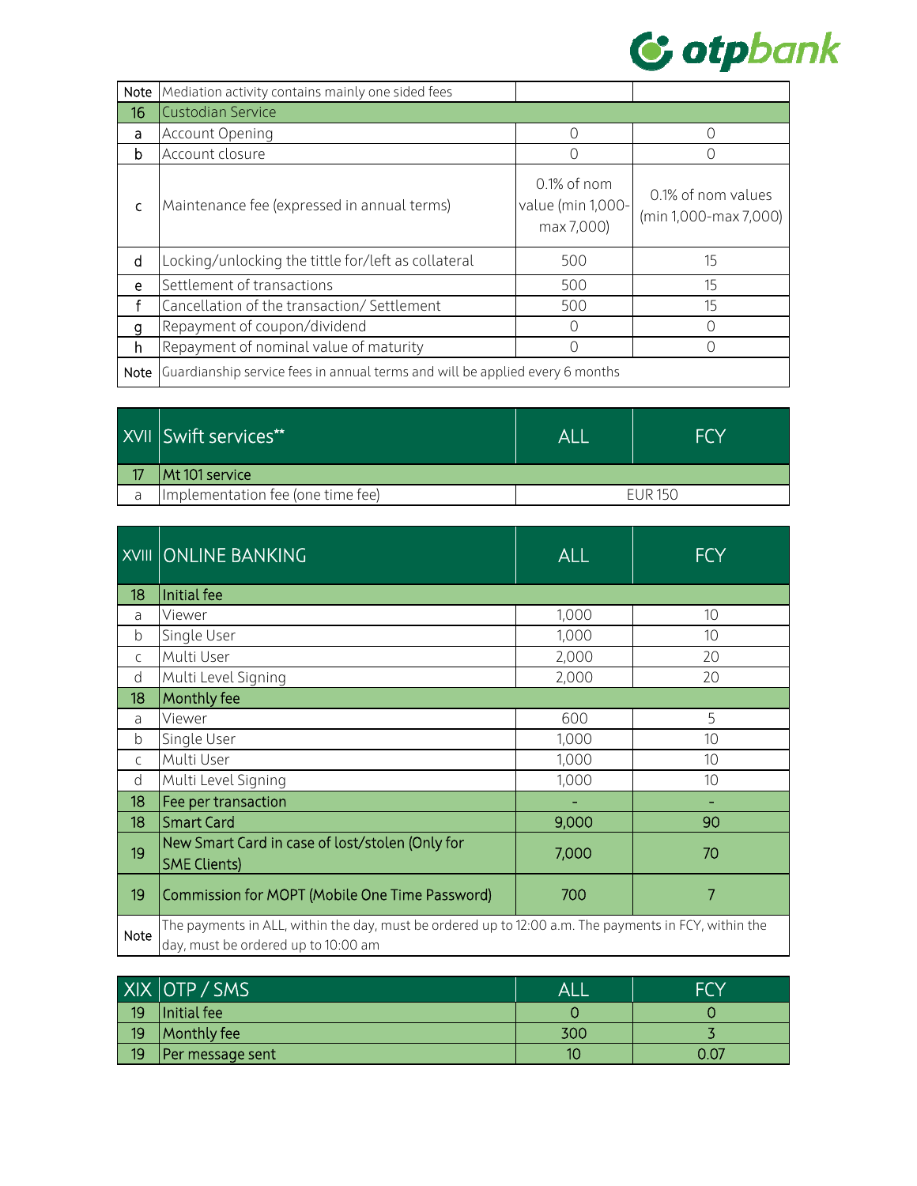| Note | Mediation activity contains mainly one sided fees | | |
|---|---|---|---|
| 16 | Custodian Service | | |
| a | Account Opening | 0 | 0 |
| b | Account closure | 0 | 0 |
| c | Maintenance fee (expressed in annual terms) | 0.1% of nom value (min 1,000-max 7,000) | 0.1% of nom values (min 1,000-max 7,000) |
| d | Locking/unlocking the tittle for/left as collateral | 500 | 15 |
| e | Settlement of transactions | 500 | 15 |
| f | Cancellation of the transaction/ Settlement | 500 | 15 |
| g | Repayment of coupon/dividend | 0 | 0 |
| h | Repayment of nominal value of maturity | 0 | 0 |
| Note | Guardianship service fees in annual terms and will be applied every 6 months | | |

| XVII | Swift services** | ALL | FCY |
|---|---|---|---|
| 17 | Mt 101 service | | |
| a | Implementation fee (one time fee) | EUR 150 | |

| XVIII | ONLINE BANKING | ALL | FCY |
|---|---|---|---|
| 18 | Initial fee | | |
| a | Viewer | 1,000 | 10 |
| b | Single User | 1,000 | 10 |
| c | Multi User | 2,000 | 20 |
| d | Multi Level Signing | 2,000 | 20 |
| 18 | Monthly fee | | |
| a | Viewer | 600 | 5 |
| b | Single User | 1,000 | 10 |
| c | Multi User | 1,000 | 10 |
| d | Multi Level Signing | 1,000 | 10 |
| 18 | Fee per transaction | - | - |
| 18 | Smart Card | 9,000 | 90 |
| 19 | New Smart Card in case of lost/stolen (Only for SME Clients) | 7,000 | 70 |
| 19 | Commission for MOPT (Mobile One Time Password) | 700 | 7 |
| Note | The payments in ALL, within the day, must be ordered up to 12:00 a.m. The payments in FCY, within the day, must be ordered up to 10:00 am | | |

| XIX | OTP / SMS | ALL | FCY |
|---|---|---|---|
| 19 | Initial fee | 0 | 0 |
| 19 | Monthly fee | 300 | 3 |
| 19 | Per message sent | 10 | 0.07 |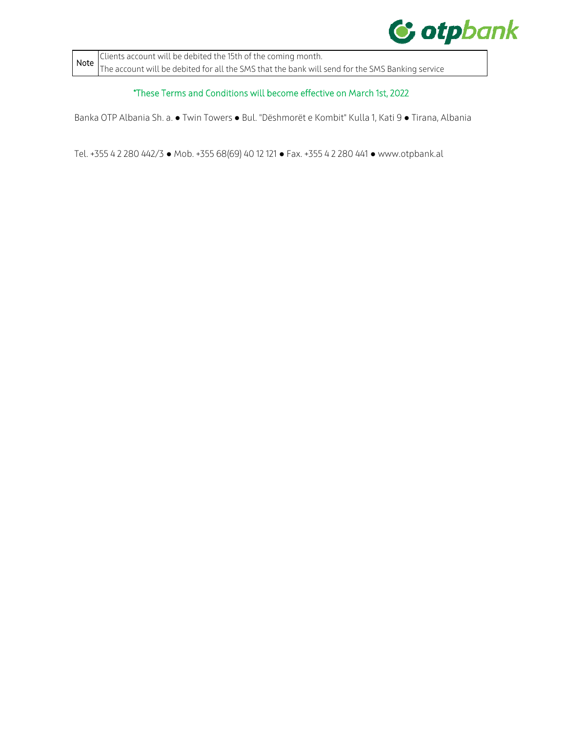| | |
|---|---|
| Note | Clients account will be debited the 15th of the coming month.<br>The account will be debited for all the SMS that the bank will send for the SMS Banking service |

*These Terms and Conditions will become effective on March 1st, 2022

Banka OTP Albania Sh. a. ● Twin Towers ● Bul. "Dëshmorët e Kombit" Kulla 1, Kati 9 ● Tirana, Albania

Tel. +355 4 2 280 442/3 ● Mob. +355 68(69) 40 12 121 ● Fax. +355 4 2 280 441 ● www.otpbank.al